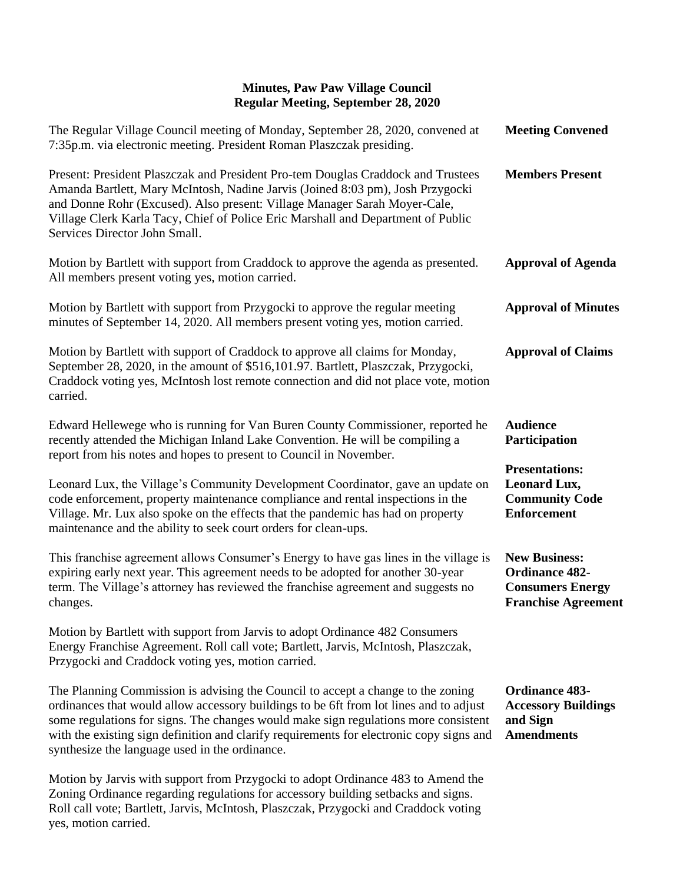# Minutes, Paw Paw Village Council
## Regular Meeting, September 28, 2020

**Meeting Convened**

The Regular Village Council meeting of Monday, September 28, 2020, convened at 7:35p.m. via electronic meeting. President Roman Plaszczak presiding.

**Members Present**

Present: President Plaszczak and President Pro-tem Douglas Craddock and Trustees Amanda Bartlett, Mary McIntosh, Nadine Jarvis (Joined 8:03 pm), Josh Przygocki and Donne Rohr (Excused). Also present: Village Manager Sarah Moyer-Cale, Village Clerk Karla Tacy, Chief of Police Eric Marshall and Department of Public Services Director John Small.

**Approval of Agenda**

Motion by Bartlett with support from Craddock to approve the agenda as presented. All members present voting yes, motion carried.

**Approval of Minutes**

Motion by Bartlett with support from Przygocki to approve the regular meeting minutes of September 14, 2020. All members present voting yes, motion carried.

**Approval of Claims**

Motion by Bartlett with support of Craddock to approve all claims for Monday, September 28, 2020, in the amount of $516,101.97. Bartlett, Plaszczak, Przygocki, Craddock voting yes, McIntosh lost remote connection and did not place vote, motion carried.

**Audience Participation**

Edward Hellewege who is running for Van Buren County Commissioner, reported he recently attended the Michigan Inland Lake Convention. He will be compiling a report from his notes and hopes to present to Council in November.

**Presentations: Leonard Lux, Community Code Enforcement**

Leonard Lux, the Village's Community Development Coordinator, gave an update on code enforcement, property maintenance compliance and rental inspections in the Village. Mr. Lux also spoke on the effects that the pandemic has had on property maintenance and the ability to seek court orders for clean-ups.

**New Business: Ordinance 482- Consumers Energy Franchise Agreement**

This franchise agreement allows Consumer's Energy to have gas lines in the village is expiring early next year. This agreement needs to be adopted for another 30-year term. The Village's attorney has reviewed the franchise agreement and suggests no changes.

Motion by Bartlett with support from Jarvis to adopt Ordinance 482 Consumers Energy Franchise Agreement. Roll call vote; Bartlett, Jarvis, McIntosh, Plaszczak, Przygocki and Craddock voting yes, motion carried.

**Ordinance 483- Accessory Buildings and Sign Amendments**

The Planning Commission is advising the Council to accept a change to the zoning ordinances that would allow accessory buildings to be 6ft from lot lines and to adjust some regulations for signs. The changes would make sign regulations more consistent with the existing sign definition and clarify requirements for electronic copy signs and synthesize the language used in the ordinance.

Motion by Jarvis with support from Przygocki to adopt Ordinance 483 to Amend the Zoning Ordinance regarding regulations for accessory building setbacks and signs. Roll call vote; Bartlett, Jarvis, McIntosh, Plaszczak, Przygocki and Craddock voting yes, motion carried.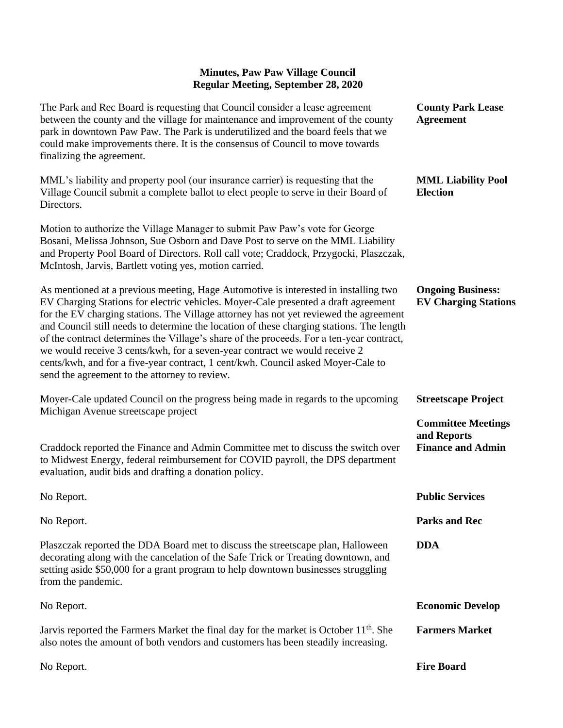# Minutes, Paw Paw Village Council
## Regular Meeting, September 28, 2020

**County Park Lease Agreement**

The Park and Rec Board is requesting that Council consider a lease agreement between the county and the village for maintenance and improvement of the county park in downtown Paw Paw. The Park is underutilized and the board feels that we could make improvements there. It is the consensus of Council to move towards finalizing the agreement.

**MML Liability Pool Election**

MML's liability and property pool (our insurance carrier) is requesting that the Village Council submit a complete ballot to elect people to serve in their Board of Directors.

Motion to authorize the Village Manager to submit Paw Paw's vote for George Bosani, Melissa Johnson, Sue Osborn and Dave Post to serve on the MML Liability and Property Pool Board of Directors. Roll call vote; Craddock, Przygocki, Plaszczak, McIntosh, Jarvis, Bartlett voting yes, motion carried.

**Ongoing Business: EV Charging Stations**

As mentioned at a previous meeting, Hage Automotive is interested in installing two EV Charging Stations for electric vehicles. Moyer-Cale presented a draft agreement for the EV charging stations. The Village attorney has not yet reviewed the agreement and Council still needs to determine the location of these charging stations. The length of the contract determines the Village's share of the proceeds. For a ten-year contract, we would receive 3 cents/kwh, for a seven-year contract we would receive 2 cents/kwh, and for a five-year contract, 1 cent/kwh. Council asked Moyer-Cale to send the agreement to the attorney to review.

**Streetscape Project**

Moyer-Cale updated Council on the progress being made in regards to the upcoming Michigan Avenue streetscape project

**Committee Meetings and Reports**

**Finance and Admin**

Craddock reported the Finance and Admin Committee met to discuss the switch over to Midwest Energy, federal reimbursement for COVID payroll, the DPS department evaluation, audit bids and drafting a donation policy.

**Public Services**

No Report.

**Parks and Rec**

No Report.

**DDA**

Plaszczak reported the DDA Board met to discuss the streetscape plan, Halloween decorating along with the cancelation of the Safe Trick or Treating downtown, and setting aside $50,000 for a grant program to help downtown businesses struggling from the pandemic.

**Economic Develop**

No Report.

**Farmers Market**

Jarvis reported the Farmers Market the final day for the market is October 11th. She also notes the amount of both vendors and customers has been steadily increasing.

**Fire Board**

No Report.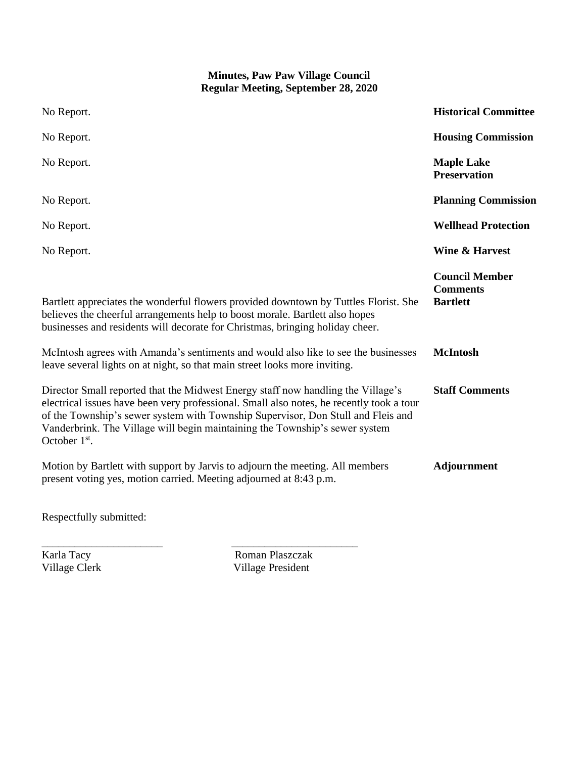**Minutes, Paw Paw Village Council**
**Regular Meeting, September 28, 2020**

**Historical Committee**

No Report.

**Housing Commission**

No Report.

**Maple Lake Preservation**

No Report.

**Planning Commission**

No Report.

**Wellhead Protection**

No Report.

**Wine & Harvest**

No Report.

**Council Member Comments**

**Bartlett**

Bartlett appreciates the wonderful flowers provided downtown by Tuttles Florist. She believes the cheerful arrangements help to boost morale. Bartlett also hopes businesses and residents will decorate for Christmas, bringing holiday cheer.

**McIntosh**

McIntosh agrees with Amanda's sentiments and would also like to see the businesses leave several lights on at night, so that main street looks more inviting.

**Staff Comments**

Director Small reported that the Midwest Energy staff now handling the Village's electrical issues have been very professional. Small also notes, he recently took a tour of the Township's sewer system with Township Supervisor, Don Stull and Fleis and Vanderbrink. The Village will begin maintaining the Township's sewer system October 1st.

**Adjournment**

Motion by Bartlett with support by Jarvis to adjourn the meeting. All members present voting yes, motion carried. Meeting adjourned at 8:43 p.m.

Respectfully submitted:

| | |
|---|---|
| ______________________ | ______________________ |
| Karla Tacy | Roman Plaszczak |
| Village Clerk | Village President |